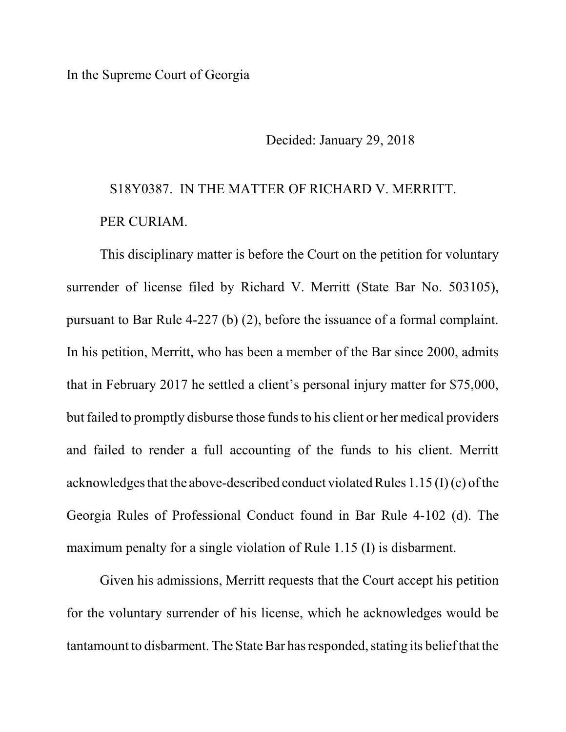In the Supreme Court of Georgia

Decided: January 29, 2018

S18Y0387. IN THE MATTER OF RICHARD V. MERRITT.

PER CURIAM.

This disciplinary matter is before the Court on the petition for voluntary surrender of license filed by Richard V. Merritt (State Bar No. 503105), pursuant to Bar Rule 4-227 (b) (2), before the issuance of a formal complaint. In his petition, Merritt, who has been a member of the Bar since 2000, admits that in February 2017 he settled a client's personal injury matter for $75,000, but failed to promptly disburse those funds to his client or her medical providers and failed to render a full accounting of the funds to his client. Merritt acknowledges that the above-described conduct violated Rules 1.15 (I) (c) of the Georgia Rules of Professional Conduct found in Bar Rule 4-102 (d). The maximum penalty for a single violation of Rule 1.15 (I) is disbarment.

Given his admissions, Merritt requests that the Court accept his petition for the voluntary surrender of his license, which he acknowledges would be tantamount to disbarment. The State Bar has responded, stating its belief that the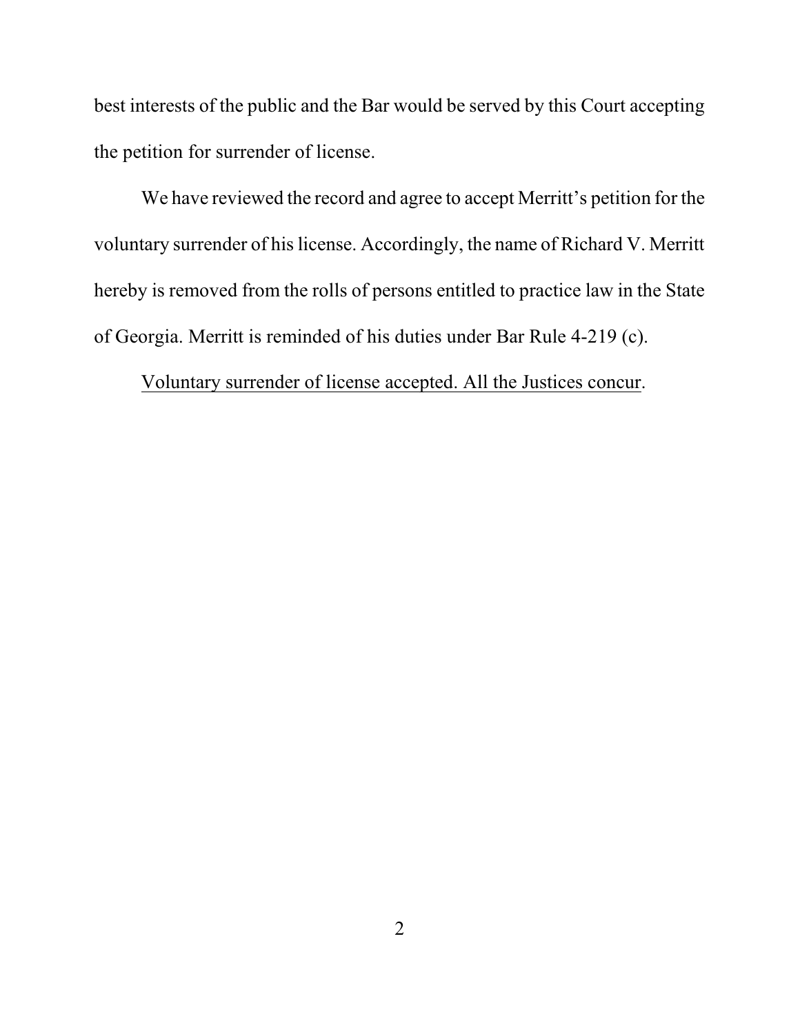best interests of the public and the Bar would be served by this Court accepting the petition for surrender of license.

We have reviewed the record and agree to accept Merritt's petition for the voluntary surrender of his license. Accordingly, the name of Richard V. Merritt hereby is removed from the rolls of persons entitled to practice law in the State of Georgia. Merritt is reminded of his duties under Bar Rule 4-219 (c).

<u>Voluntary surrender of license accepted. All the Justices concur</u>.